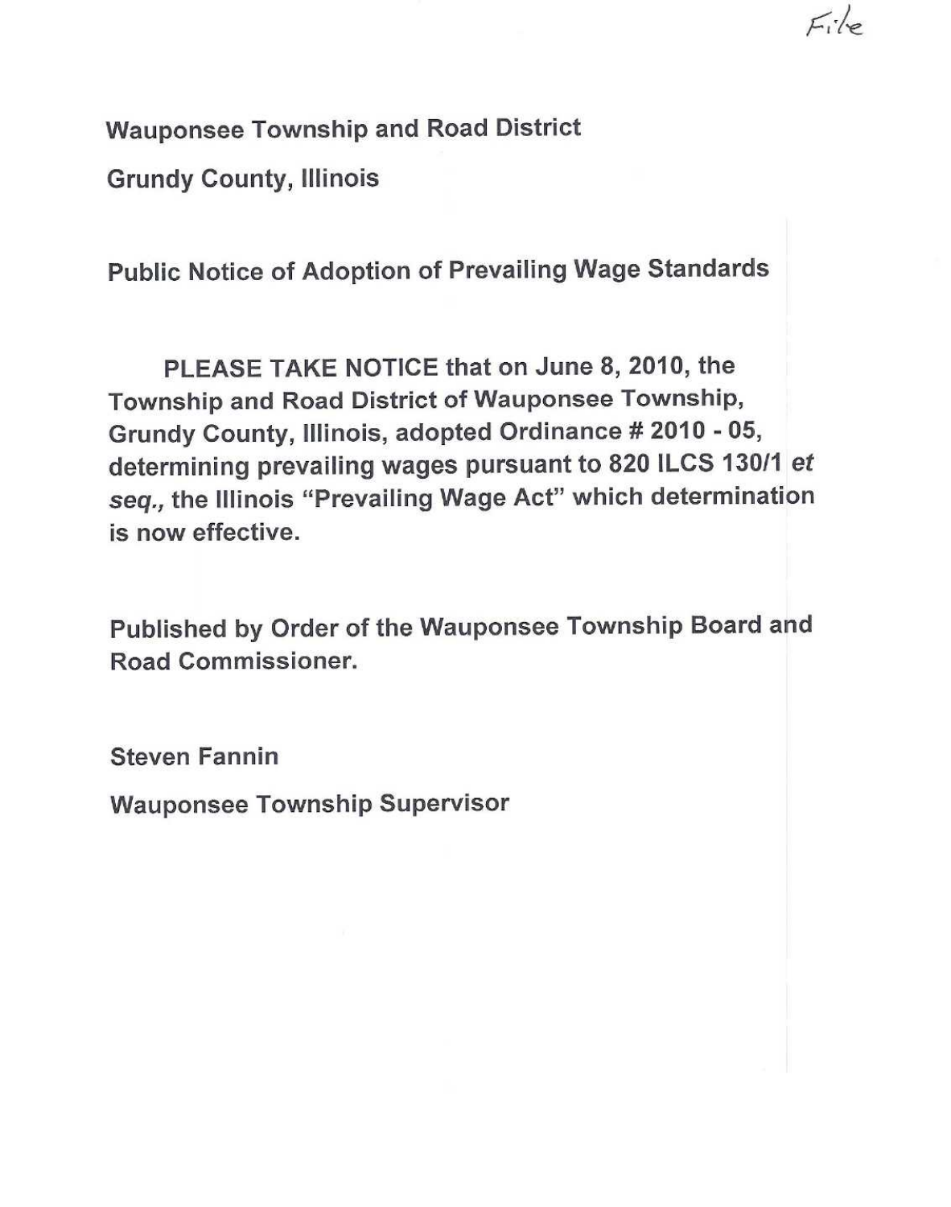File

**Wauponsee Township and Road District**

**Grundy County, Illinois**

**Public Notice of Adoption of Prevailing Wage Standards**

**PLEASE TAKE NOTICE that on June 8, 2010, the Township and Road District of Wauponsee Township, Grundy County, Illinois, adopted Ordinance # 2010 - 05, determining prevailing wages pursuant to 820 ILCS 130/1 *et seq.*, the Illinois "Prevailing Wage Act" which determination is now effective.**

**Published by Order of the Wauponsee Township Board and Road Commissioner.**

**Steven Fannin**

**Wauponsee Township Supervisor**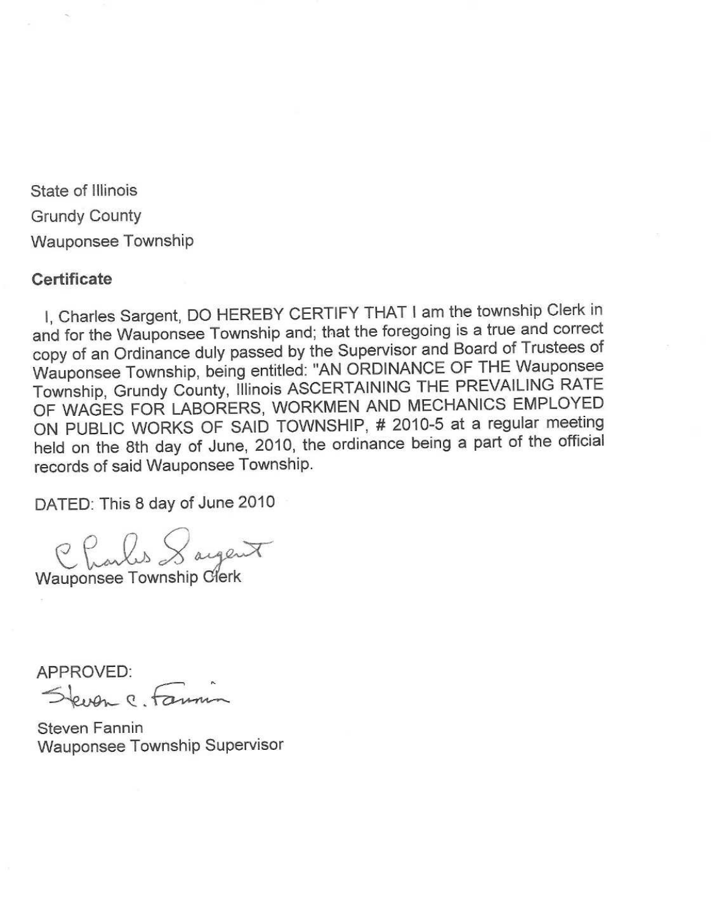State of Illinois
Grundy County
Wauponsee Township

**Certificate**

I, Charles Sargent, DO HEREBY CERTIFY THAT I am the township Clerk in and for the Wauponsee Township and; that the foregoing is a true and correct copy of an Ordinance duly passed by the Supervisor and Board of Trustees of Wauponsee Township, being entitled: "AN ORDINANCE OF THE Wauponsee Township, Grundy County, Illinois ASCERTAINING THE PREVAILING RATE OF WAGES FOR LABORERS, WORKMEN AND MECHANICS EMPLOYED ON PUBLIC WORKS OF SAID TOWNSHIP, # 2010-5 at a regular meeting held on the 8th day of June, 2010, the ordinance being a part of the official records of said Wauponsee Township.

DATED: This 8 day of June 2010

Charles Sargent
Wauponsee Township Clerk

APPROVED:
Steven C. Fannin

Steven Fannin
Wauponsee Township Supervisor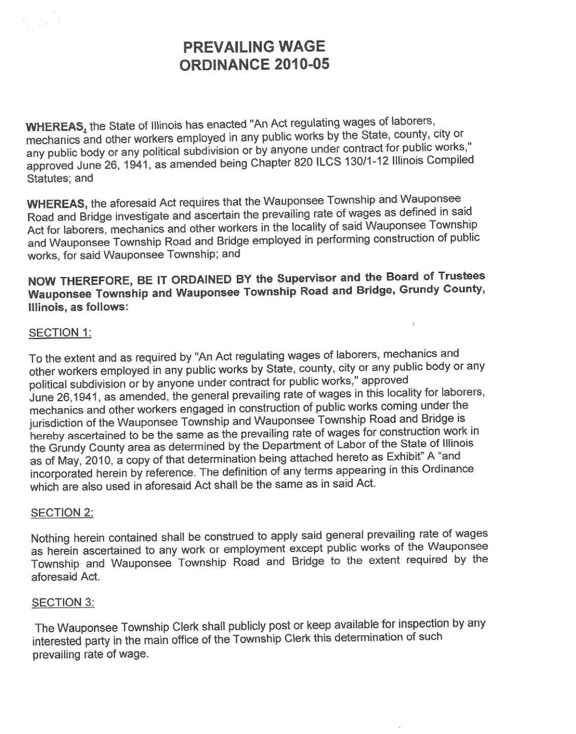# PREVAILING WAGE ORDINANCE 2010-05

**WHEREAS,** the State of Illinois has enacted "An Act regulating wages of laborers, mechanics and other workers employed in any public works by the State, county, city or any public body or any political subdivision or by anyone under contract for public works," approved June 26, 1941, as amended being Chapter 820 ILCS 130/1-12 Illinois Compiled Statutes; and

**WHEREAS,** the aforesaid Act requires that the Wauponsee Township and Wauponsee Road and Bridge investigate and ascertain the prevailing rate of wages as defined in said Act for laborers, mechanics and other workers in the locality of said Wauponsee Township and Wauponsee Township Road and Bridge employed in performing construction of public works, for said Wauponsee Township; and

**NOW THEREFORE, BE IT ORDAINED BY the Supervisor and the Board of Trustees Wauponsee Township and Wauponsee Township Road and Bridge, Grundy County, Illinois, as follows:**

SECTION 1:

To the extent and as required by "An Act regulating wages of laborers, mechanics and other workers employed in any public works by State, county, city or any public body or any political subdivision or by anyone under contract for public works," approved June 26,1941, as amended, the general prevailing rate of wages in this locality for laborers, mechanics and other workers engaged in construction of public works coming under the jurisdiction of the Wauponsee Township and Wauponsee Township Road and Bridge is hereby ascertained to be the same as the prevailing rate of wages for construction work in the Grundy County area as determined by the Department of Labor of the State of Illinois as of May, 2010, a copy of that determination being attached hereto as Exhibit" A "and incorporated herein by reference. The definition of any terms appearing in this Ordinance which are also used in aforesaid Act shall be the same as in said Act.

SECTION 2:

Nothing herein contained shall be construed to apply said general prevailing rate of wages as herein ascertained to any work or employment except public works of the Wauponsee Township and Wauponsee Township Road and Bridge to the extent required by the aforesaid Act.

SECTION 3:

The Wauponsee Township Clerk shall publicly post or keep available for inspection by any interested party in the main office of the Township Clerk this determination of such prevailing rate of wage.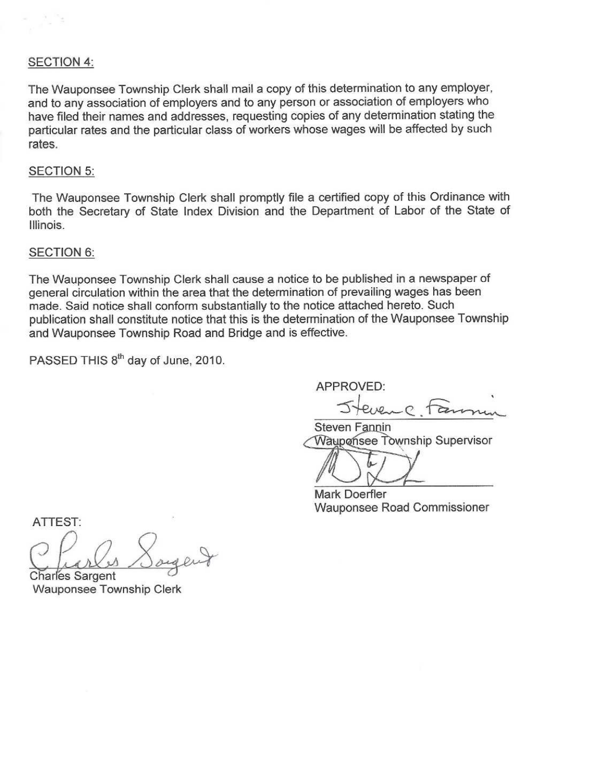SECTION 4:

The Wauponsee Township Clerk shall mail a copy of this determination to any employer, and to any association of employers and to any person or association of employers who have filed their names and addresses, requesting copies of any determination stating the particular rates and the particular class of workers whose wages will be affected by such rates.

SECTION 5:

The Wauponsee Township Clerk shall promptly file a certified copy of this Ordinance with both the Secretary of State Index Division and the Department of Labor of the State of Illinois.

SECTION 6:

The Wauponsee Township Clerk shall cause a notice to be published in a newspaper of general circulation within the area that the determination of prevailing wages has been made. Said notice shall conform substantially to the notice attached hereto. Such publication shall constitute notice that this is the determination of the Wauponsee Township and Wauponsee Township Road and Bridge and is effective.

PASSED THIS 8th day of June, 2010.

APPROVED:

Steven C. Fannin

Steven Fannin
Wauponsee Township Supervisor

Mark Doerfler
Wauponsee Road Commissioner

ATTEST:

Charles Sargent

Charles Sargent
Wauponsee Township Clerk